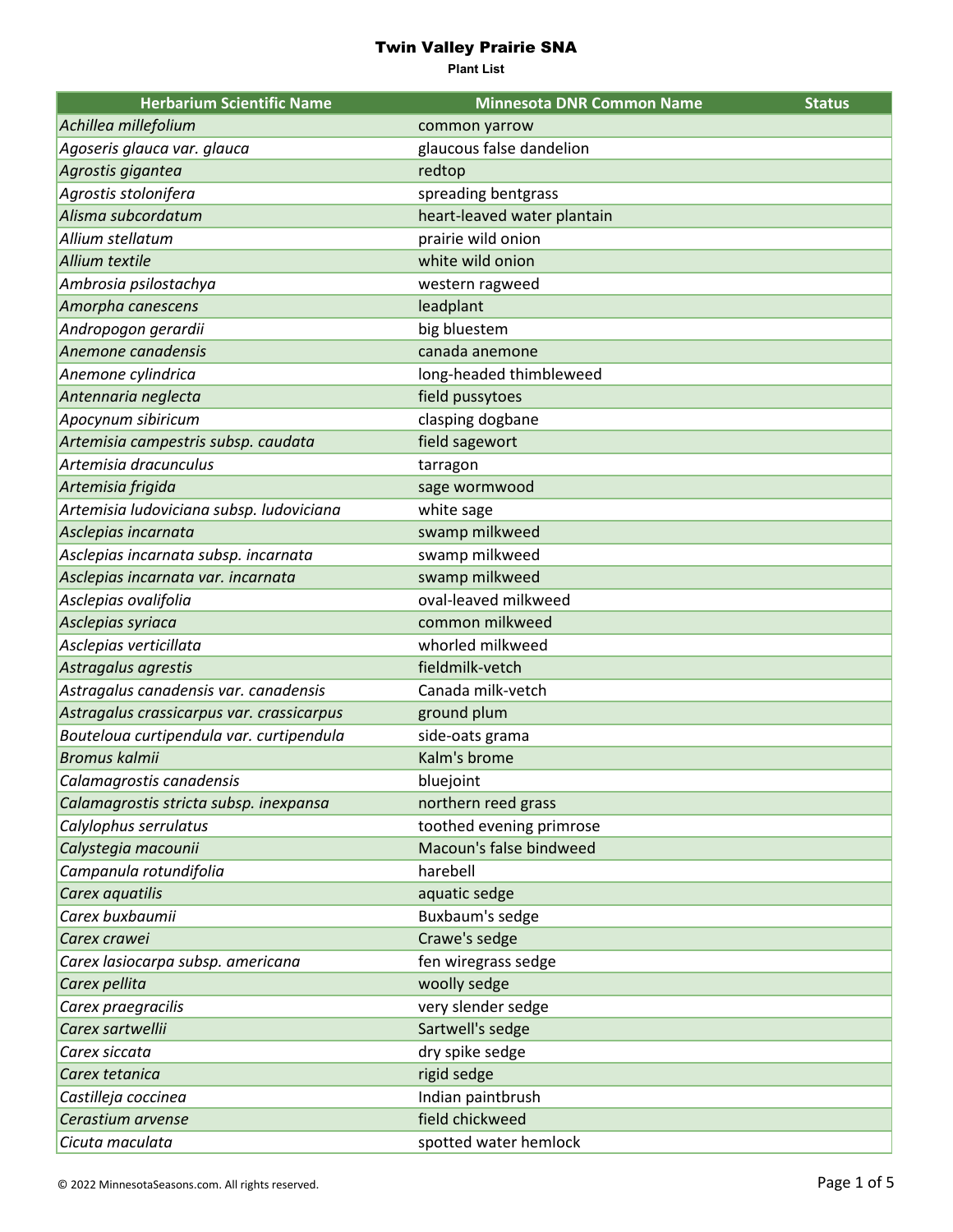# Twin Valley Prairie SNA

**Plant List**

| Herbarium Scientific Name | Minnesota DNR Common Name | Status |
| --- | --- | --- |
| *Achillea millefolium* | common yarrow | |
| *Agoseris glauca var. glauca* | glaucous false dandelion | |
| *Agrostis gigantea* | redtop | |
| *Agrostis stolonifera* | spreading bentgrass | |
| *Alisma subcordatum* | heart-leaved water plantain | |
| *Allium stellatum* | prairie wild onion | |
| *Allium textile* | white wild onion | |
| *Ambrosia psilostachya* | western ragweed | |
| *Amorpha canescens* | leadplant | |
| *Andropogon gerardii* | big bluestem | |
| *Anemone canadensis* | canada anemone | |
| *Anemone cylindrica* | long-headed thimbleweed | |
| *Antennaria neglecta* | field pussytoes | |
| *Apocynum sibiricum* | clasping dogbane | |
| *Artemisia campestris subsp. caudata* | field sagewort | |
| *Artemisia dracunculus* | tarragon | |
| *Artemisia frigida* | sage wormwood | |
| *Artemisia ludoviciana subsp. ludoviciana* | white sage | |
| *Asclepias incarnata* | swamp milkweed | |
| *Asclepias incarnata subsp. incarnata* | swamp milkweed | |
| *Asclepias incarnata var. incarnata* | swamp milkweed | |
| *Asclepias ovalifolia* | oval-leaved milkweed | |
| *Asclepias syriaca* | common milkweed | |
| *Asclepias verticillata* | whorled milkweed | |
| *Astragalus agrestis* | fieldmilk-vetch | |
| *Astragalus canadensis var. canadensis* | Canada milk-vetch | |
| *Astragalus crassicarpus var. crassicarpus* | ground plum | |
| *Bouteloua curtipendula var. curtipendula* | side-oats grama | |
| *Bromus kalmii* | Kalm's brome | |
| *Calamagrostis canadensis* | bluejoint | |
| *Calamagrostis stricta subsp. inexpansa* | northern reed grass | |
| *Calylophus serrulatus* | toothed evening primrose | |
| *Calystegia macounii* | Macoun's false bindweed | |
| *Campanula rotundifolia* | harebell | |
| *Carex aquatilis* | aquatic sedge | |
| *Carex buxbaumii* | Buxbaum's sedge | |
| *Carex crawei* | Crawe's sedge | |
| *Carex lasiocarpa subsp. americana* | fen wiregrass sedge | |
| *Carex pellita* | woolly sedge | |
| *Carex praegracilis* | very slender sedge | |
| *Carex sartwellii* | Sartwell's sedge | |
| *Carex siccata* | dry spike sedge | |
| *Carex tetanica* | rigid sedge | |
| *Castilleja coccinea* | Indian paintbrush | |
| *Cerastium arvense* | field chickweed | |
| *Cicuta maculata* | spotted water hemlock | |

© 2022 MinnesotaSeasons.com. All rights reserved.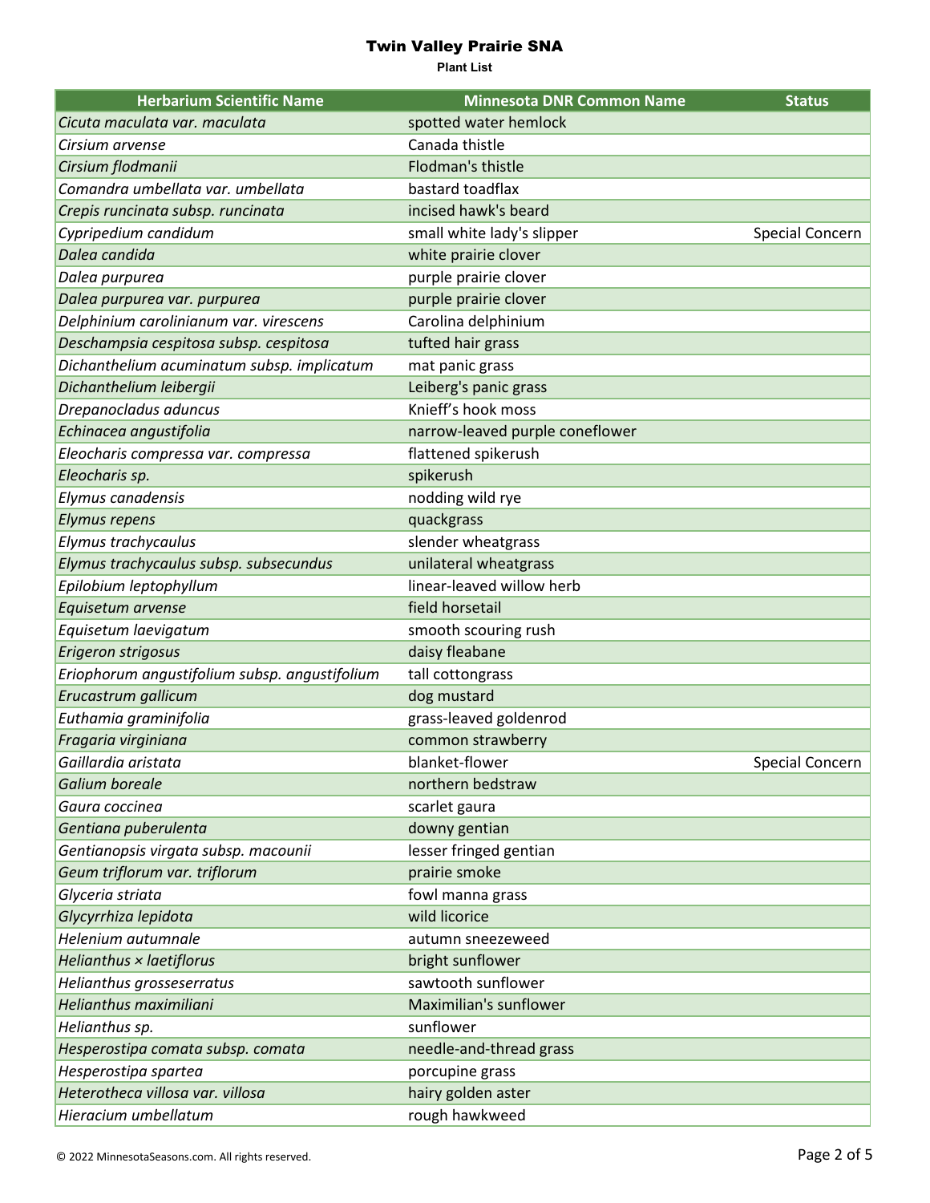# Twin Valley Prairie SNA

**Plant List**

| Herbarium Scientific Name | Minnesota DNR Common Name | Status |
|---|---|---|
| *Cicuta maculata var. maculata* | spotted water hemlock | |
| *Cirsium arvense* | Canada thistle | |
| *Cirsium flodmanii* | Flodman's thistle | |
| *Comandra umbellata var. umbellata* | bastard toadflax | |
| *Crepis runcinata subsp. runcinata* | incised hawk's beard | |
| *Cypripedium candidum* | small white lady's slipper | Special Concern |
| *Dalea candida* | white prairie clover | |
| *Dalea purpurea* | purple prairie clover | |
| *Dalea purpurea var. purpurea* | purple prairie clover | |
| *Delphinium carolinianum var. virescens* | Carolina delphinium | |
| *Deschampsia cespitosa subsp. cespitosa* | tufted hair grass | |
| *Dichanthelium acuminatum subsp. implicatum* | mat panic grass | |
| *Dichanthelium leibergii* | Leiberg's panic grass | |
| *Drepanocladus aduncus* | Knieff's hook moss | |
| *Echinacea angustifolia* | narrow-leaved purple coneflower | |
| *Eleocharis compressa var. compressa* | flattened spikerush | |
| *Eleocharis sp.* | spikerush | |
| *Elymus canadensis* | nodding wild rye | |
| *Elymus repens* | quackgrass | |
| *Elymus trachycaulus* | slender wheatgrass | |
| *Elymus trachycaulus subsp. subsecundus* | unilateral wheatgrass | |
| *Epilobium leptophyllum* | linear-leaved willow herb | |
| *Equisetum arvense* | field horsetail | |
| *Equisetum laevigatum* | smooth scouring rush | |
| *Erigeron strigosus* | daisy fleabane | |
| *Eriophorum angustifolium subsp. angustifolium* | tall cottongrass | |
| *Erucastrum gallicum* | dog mustard | |
| *Euthamia graminifolia* | grass-leaved goldenrod | |
| *Fragaria virginiana* | common strawberry | |
| *Gaillardia aristata* | blanket-flower | Special Concern |
| *Galium boreale* | northern bedstraw | |
| *Gaura coccinea* | scarlet gaura | |
| *Gentiana puberulenta* | downy gentian | |
| *Gentianopsis virgata subsp. macounii* | lesser fringed gentian | |
| *Geum triflorum var. triflorum* | prairie smoke | |
| *Glyceria striata* | fowl manna grass | |
| *Glycyrrhiza lepidota* | wild licorice | |
| *Helenium autumnale* | autumn sneezeweed | |
| *Helianthus × laetiflorus* | bright sunflower | |
| *Helianthus grosseserratus* | sawtooth sunflower | |
| *Helianthus maximiliani* | Maximilian's sunflower | |
| *Helianthus sp.* | sunflower | |
| *Hesperostipa comata subsp. comata* | needle-and-thread grass | |
| *Hesperostipa spartea* | porcupine grass | |
| *Heterotheca villosa var. villosa* | hairy golden aster | |
| *Hieracium umbellatum* | rough hawkweed | |

© 2022 MinnesotaSeasons.com. All rights reserved.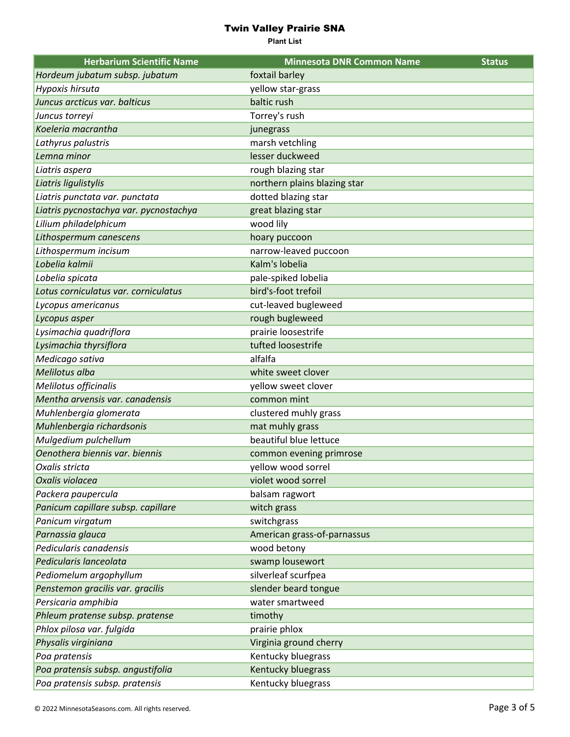# Twin Valley Prairie SNA

**Plant List**

| Herbarium Scientific Name | Minnesota DNR Common Name | Status |
| --- | --- | --- |
| *Hordeum jubatum subsp. jubatum* | foxtail barley | |
| *Hypoxis hirsuta* | yellow star-grass | |
| *Juncus arcticus var. balticus* | baltic rush | |
| *Juncus torreyi* | Torrey's rush | |
| *Koeleria macrantha* | junegrass | |
| *Lathyrus palustris* | marsh vetchling | |
| *Lemna minor* | lesser duckweed | |
| *Liatris aspera* | rough blazing star | |
| *Liatris ligulistylis* | northern plains blazing star | |
| *Liatris punctata var. punctata* | dotted blazing star | |
| *Liatris pycnostachya var. pycnostachya* | great blazing star | |
| *Lilium philadelphicum* | wood lily | |
| *Lithospermum canescens* | hoary puccoon | |
| *Lithospermum incisum* | narrow-leaved puccoon | |
| *Lobelia kalmii* | Kalm's lobelia | |
| *Lobelia spicata* | pale-spiked lobelia | |
| *Lotus corniculatus var. corniculatus* | bird's-foot trefoil | |
| *Lycopus americanus* | cut-leaved bugleweed | |
| *Lycopus asper* | rough bugleweed | |
| *Lysimachia quadriflora* | prairie loosestrife | |
| *Lysimachia thyrsiflora* | tufted loosestrife | |
| *Medicago sativa* | alfalfa | |
| *Melilotus alba* | white sweet clover | |
| *Melilotus officinalis* | yellow sweet clover | |
| *Mentha arvensis var. canadensis* | common mint | |
| *Muhlenbergia glomerata* | clustered muhly grass | |
| *Muhlenbergia richardsonis* | mat muhly grass | |
| *Mulgedium pulchellum* | beautiful blue lettuce | |
| *Oenothera biennis var. biennis* | common evening primrose | |
| *Oxalis stricta* | yellow wood sorrel | |
| *Oxalis violacea* | violet wood sorrel | |
| *Packera paupercula* | balsam ragwort | |
| *Panicum capillare subsp. capillare* | witch grass | |
| *Panicum virgatum* | switchgrass | |
| *Parnassia glauca* | American grass-of-parnassus | |
| *Pedicularis canadensis* | wood betony | |
| *Pedicularis lanceolata* | swamp lousewort | |
| *Pediomelum argophyllum* | silverleaf scurfpea | |
| *Penstemon gracilis var. gracilis* | slender beard tongue | |
| *Persicaria amphibia* | water smartweed | |
| *Phleum pratense subsp. pratense* | timothy | |
| *Phlox pilosa var. fulgida* | prairie phlox | |
| *Physalis virginiana* | Virginia ground cherry | |
| *Poa pratensis* | Kentucky bluegrass | |
| *Poa pratensis subsp. angustifolia* | Kentucky bluegrass | |
| *Poa pratensis subsp. pratensis* | Kentucky bluegrass | |

© 2022 MinnesotaSeasons.com. All rights reserved.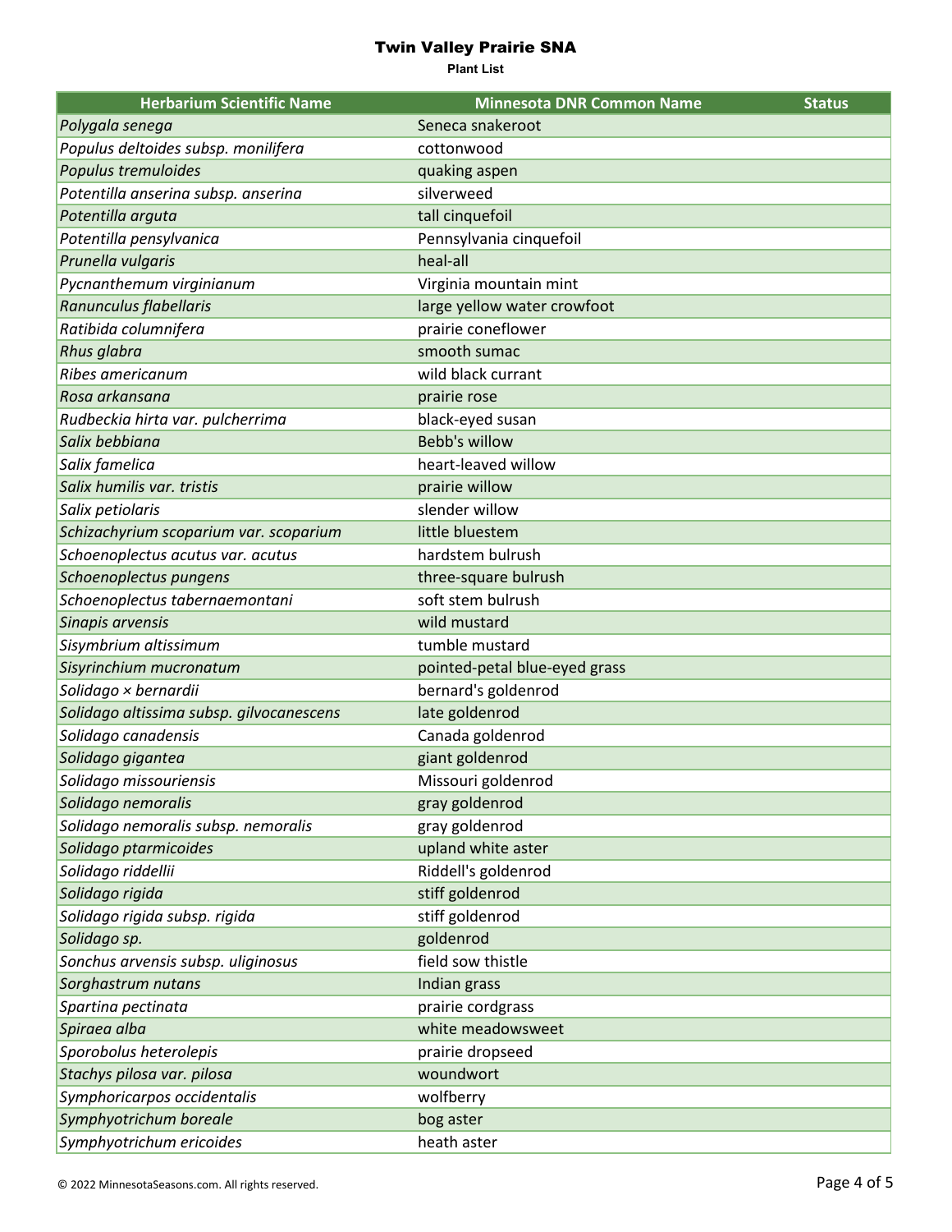# Twin Valley Prairie SNA

**Plant List**

| Herbarium Scientific Name | Minnesota DNR Common Name | Status |
|---|---|---|
| *Polygala senega* | Seneca snakeroot | |
| *Populus deltoides subsp. monilifera* | cottonwood | |
| *Populus tremuloides* | quaking aspen | |
| *Potentilla anserina subsp. anserina* | silverweed | |
| *Potentilla arguta* | tall cinquefoil | |
| *Potentilla pensylvanica* | Pennsylvania cinquefoil | |
| *Prunella vulgaris* | heal-all | |
| *Pycnanthemum virginianum* | Virginia mountain mint | |
| *Ranunculus flabellaris* | large yellow water crowfoot | |
| *Ratibida columnifera* | prairie coneflower | |
| *Rhus glabra* | smooth sumac | |
| *Ribes americanum* | wild black currant | |
| *Rosa arkansana* | prairie rose | |
| *Rudbeckia hirta var. pulcherrima* | black-eyed susan | |
| *Salix bebbiana* | Bebb's willow | |
| *Salix famelica* | heart-leaved willow | |
| *Salix humilis var. tristis* | prairie willow | |
| *Salix petiolaris* | slender willow | |
| *Schizachyrium scoparium var. scoparium* | little bluestem | |
| *Schoenoplectus acutus var. acutus* | hardstem bulrush | |
| *Schoenoplectus pungens* | three-square bulrush | |
| *Schoenoplectus tabernaemontani* | soft stem bulrush | |
| *Sinapis arvensis* | wild mustard | |
| *Sisymbrium altissimum* | tumble mustard | |
| *Sisyrinchium mucronatum* | pointed-petal blue-eyed grass | |
| *Solidago × bernardii* | bernard's goldenrod | |
| *Solidago altissima subsp. gilvocanescens* | late goldenrod | |
| *Solidago canadensis* | Canada goldenrod | |
| *Solidago gigantea* | giant goldenrod | |
| *Solidago missouriensis* | Missouri goldenrod | |
| *Solidago nemoralis* | gray goldenrod | |
| *Solidago nemoralis subsp. nemoralis* | gray goldenrod | |
| *Solidago ptarmicoides* | upland white aster | |
| *Solidago riddellii* | Riddell's goldenrod | |
| *Solidago rigida* | stiff goldenrod | |
| *Solidago rigida subsp. rigida* | stiff goldenrod | |
| *Solidago sp.* | goldenrod | |
| *Sonchus arvensis subsp. uliginosus* | field sow thistle | |
| *Sorghastrum nutans* | Indian grass | |
| *Spartina pectinata* | prairie cordgrass | |
| *Spiraea alba* | white meadowsweet | |
| *Sporobolus heterolepis* | prairie dropseed | |
| *Stachys pilosa var. pilosa* | woundwort | |
| *Symphoricarpos occidentalis* | wolfberry | |
| *Symphyotrichum boreale* | bog aster | |
| *Symphyotrichum ericoides* | heath aster | |

© 2022 MinnesotaSeasons.com. All rights reserved.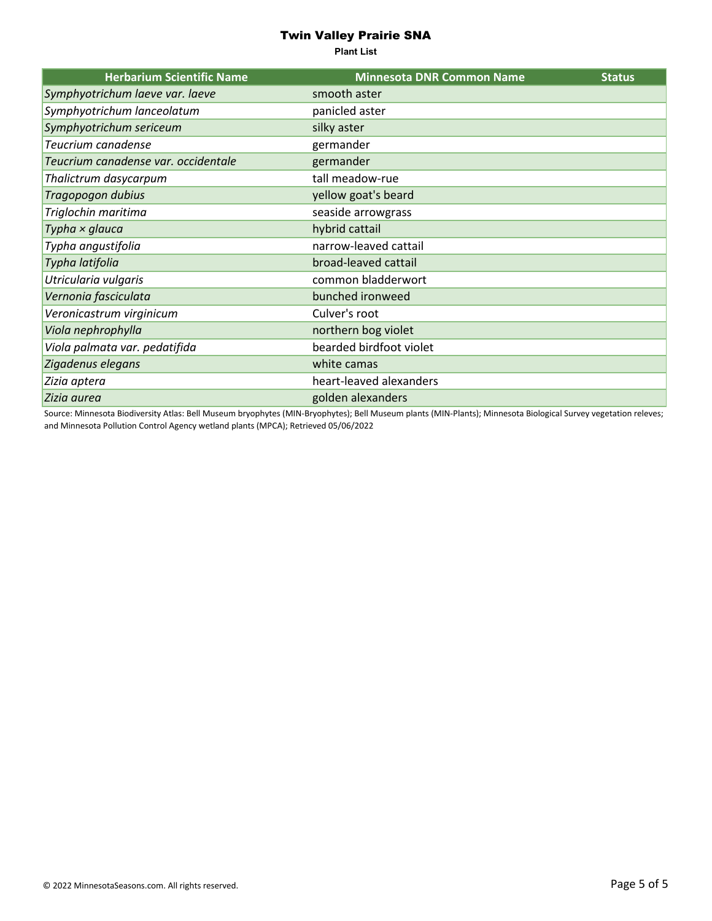# Twin Valley Prairie SNA

**Plant List**

| Herbarium Scientific Name | Minnesota DNR Common Name | Status |
|---|---|---|
| *Symphyotrichum laeve var. laeve* | smooth aster | |
| *Symphyotrichum lanceolatum* | panicled aster | |
| *Symphyotrichum sericeum* | silky aster | |
| *Teucrium canadense* | germander | |
| *Teucrium canadense var. occidentale* | germander | |
| *Thalictrum dasycarpum* | tall meadow-rue | |
| *Tragopogon dubius* | yellow goat's beard | |
| *Triglochin maritima* | seaside arrowgrass | |
| *Typha × glauca* | hybrid cattail | |
| *Typha angustifolia* | narrow-leaved cattail | |
| *Typha latifolia* | broad-leaved cattail | |
| *Utricularia vulgaris* | common bladderwort | |
| *Vernonia fasciculata* | bunched ironweed | |
| *Veronicastrum virginicum* | Culver's root | |
| *Viola nephrophylla* | northern bog violet | |
| *Viola palmata var. pedatifida* | bearded birdfoot violet | |
| *Zigadenus elegans* | white camas | |
| *Zizia aptera* | heart-leaved alexanders | |
| *Zizia aurea* | golden alexanders | |

Source: Minnesota Biodiversity Atlas: Bell Museum bryophytes (MIN-Bryophytes); Bell Museum plants (MIN-Plants); Minnesota Biological Survey vegetation releves; and Minnesota Pollution Control Agency wetland plants (MPCA); Retrieved 05/06/2022

© 2022 MinnesotaSeasons.com. All rights reserved.